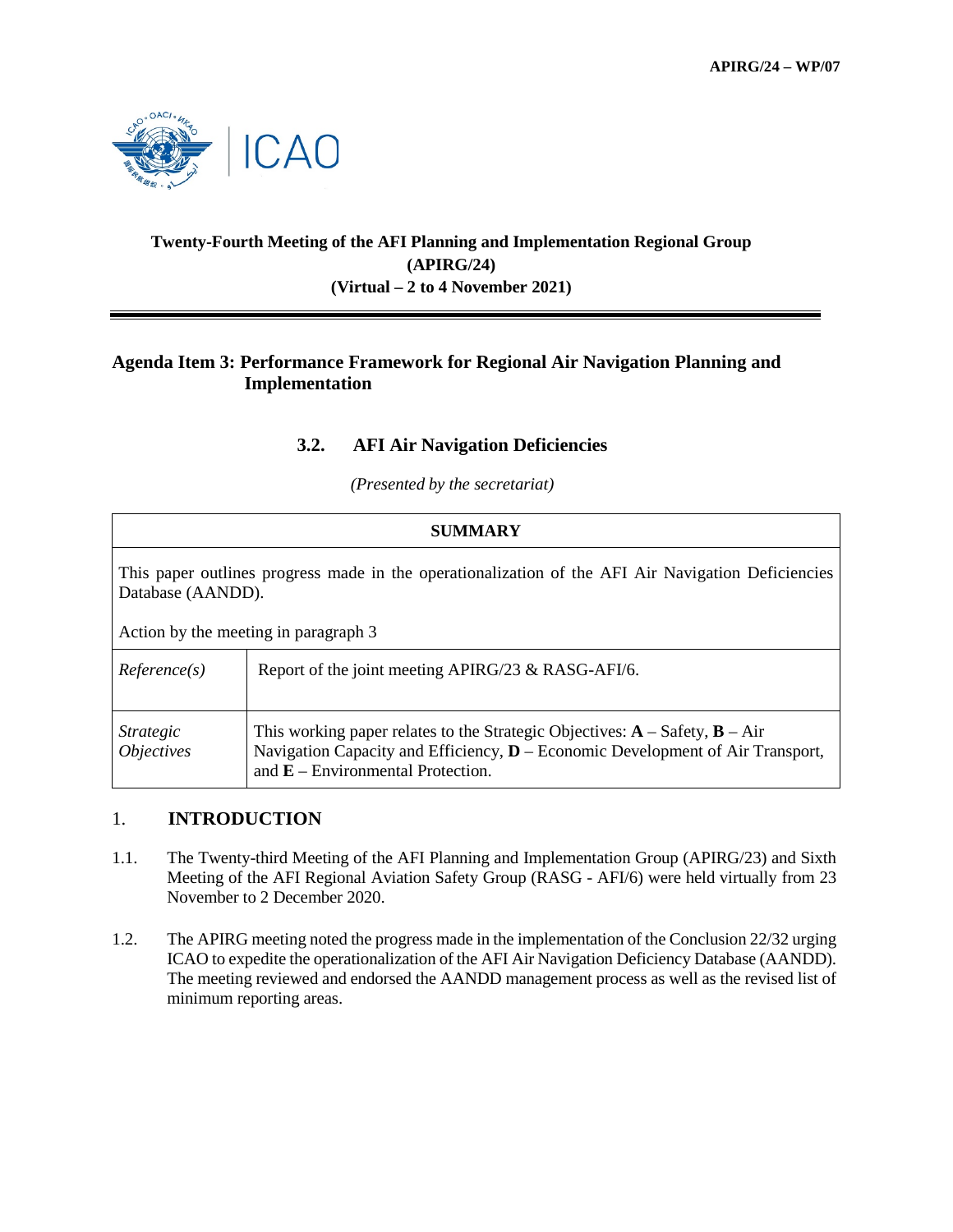**APIRG/24 – WP/07**

ICAO

## Twenty-Fourth Meeting of the AFI Planning and Implementation Regional Group (APIRG/24) (Virtual – 2 to 4 November 2021)

### Agenda Item 3: Performance Framework for Regional Air Navigation Planning and Implementation

### 3.2. AFI Air Navigation Deficiencies

*(Presented by the secretariat)*

| **SUMMARY** | |
|---|---|
| This paper outlines progress made in the operationalization of the AFI Air Navigation Deficiencies Database (AANDD).<br><br>Action by the meeting in paragraph 3 | |
| *Reference(s)* | Report of the joint meeting APIRG/23 & RASG-AFI/6. |
| *Strategic Objectives* | This working paper relates to the Strategic Objectives: **A** – Safety, **B** – Air Navigation Capacity and Efficiency, **D** – Economic Development of Air Transport, and **E** – Environmental Protection. |

## 1. INTRODUCTION

1.1. The Twenty-third Meeting of the AFI Planning and Implementation Group (APIRG/23) and Sixth Meeting of the AFI Regional Aviation Safety Group (RASG - AFI/6) were held virtually from 23 November to 2 December 2020.

1.2. The APIRG meeting noted the progress made in the implementation of the Conclusion 22/32 urging ICAO to expedite the operationalization of the AFI Air Navigation Deficiency Database (AANDD). The meeting reviewed and endorsed the AANDD management process as well as the revised list of minimum reporting areas.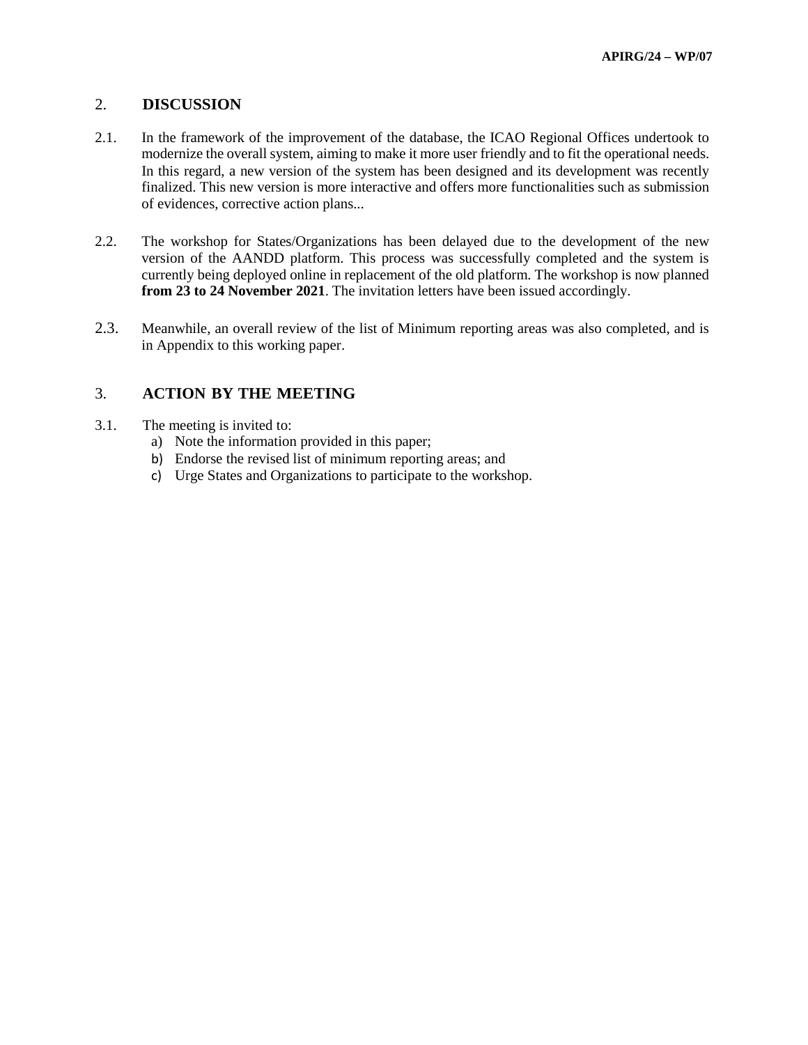## 2. DISCUSSION

2.1. In the framework of the improvement of the database, the ICAO Regional Offices undertook to modernize the overall system, aiming to make it more user friendly and to fit the operational needs. In this regard, a new version of the system has been designed and its development was recently finalized. This new version is more interactive and offers more functionalities such as submission of evidences, corrective action plans...

2.2. The workshop for States/Organizations has been delayed due to the development of the new version of the AANDD platform. This process was successfully completed and the system is currently being deployed online in replacement of the old platform. The workshop is now planned **from 23 to 24 November 2021**. The invitation letters have been issued accordingly.

2.3. Meanwhile, an overall review of the list of Minimum reporting areas was also completed, and is in Appendix to this working paper.

## 3. ACTION BY THE MEETING

3.1. The meeting is invited to:

a) Note the information provided in this paper;
b) Endorse the revised list of minimum reporting areas; and
c) Urge States and Organizations to participate to the workshop.